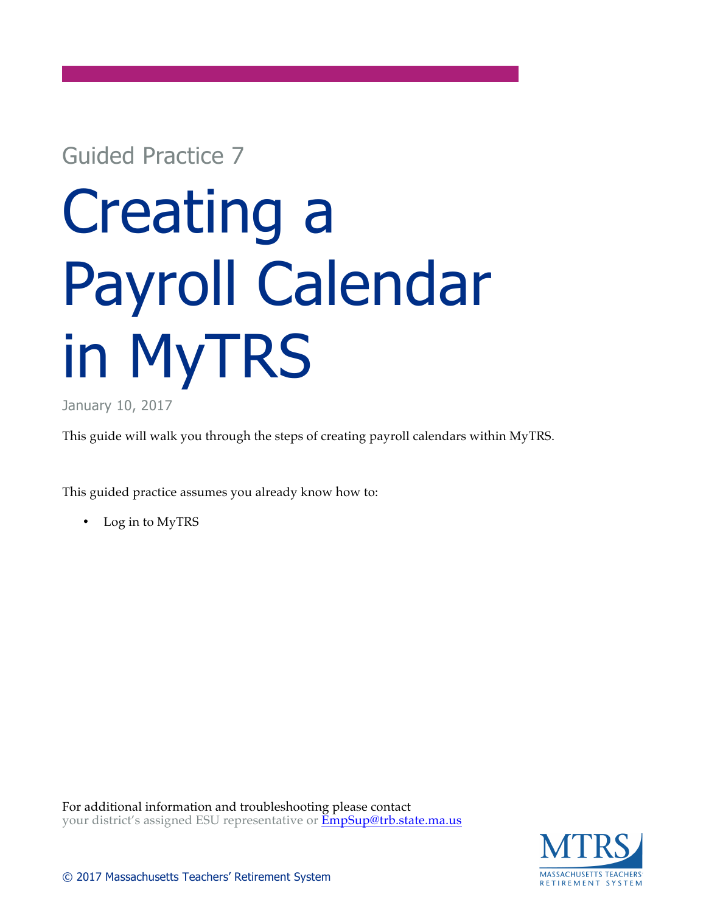Guided Practice 7

# Creating a Payroll Calendar in MyTRS

January 10, 2017

This guide will walk you through the steps of creating payroll calendars within MyTRS.

This guided practice assumes you already know how to:

- Log in to MyTRS

For additional information and troubleshooting please contact
your district's assigned ESU representative or [EmpSup@trb.state.ma.us](mailto:EmpSup@trb.state.ma.us)

MTRS
MASSACHUSETTS TEACHERS' RETIREMENT SYSTEM

© 2017 Massachusetts Teachers' Retirement System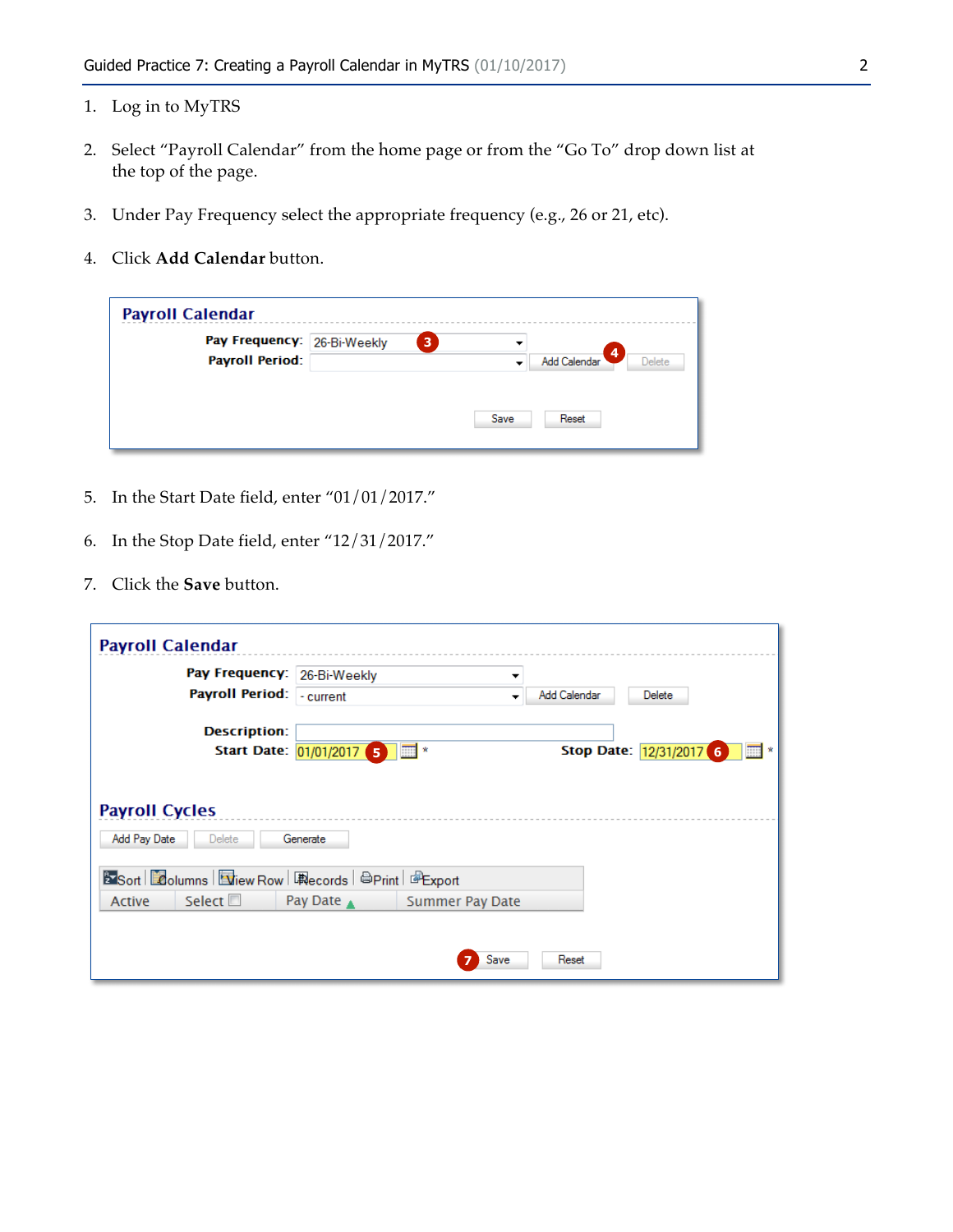1. Log in to MyTRS

2. Select "Payroll Calendar" from the home page or from the "Go To" drop down list at the top of the page.

3. Under Pay Frequency select the appropriate frequency (e.g., 26 or 21, etc).

4. Click **Add Calendar** button.

5. In the Start Date field, enter "01/01/2017."

6. In the Stop Date field, enter "12/31/2017."

7. Click the **Save** button.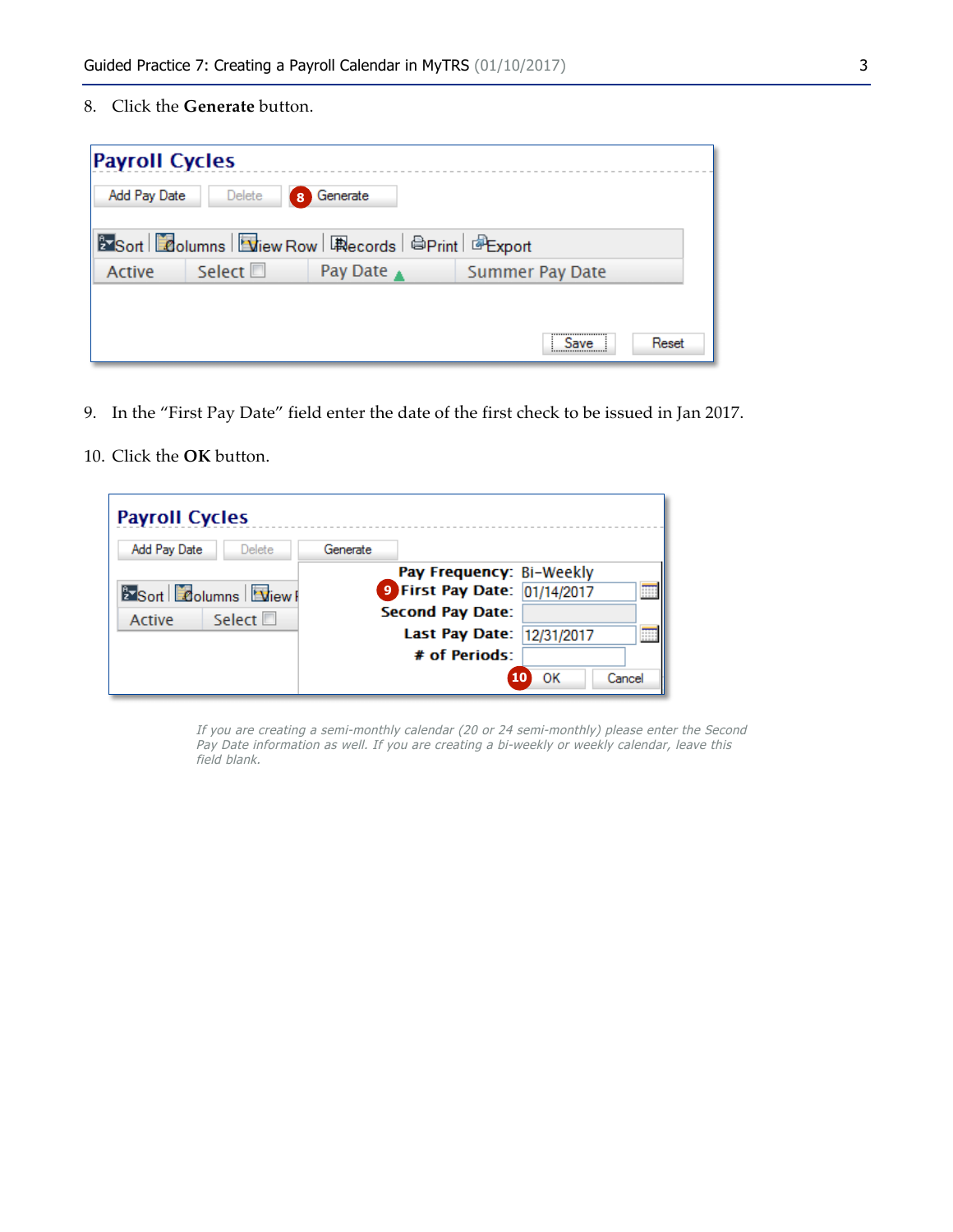8. Click the **Generate** button.

9. In the "First Pay Date" field enter the date of the first check to be issued in Jan 2017.

10. Click the **OK** button.

*If you are creating a semi-monthly calendar (20 or 24 semi-monthly) please enter the Second Pay Date information as well. If you are creating a bi-weekly or weekly calendar, leave this field blank.*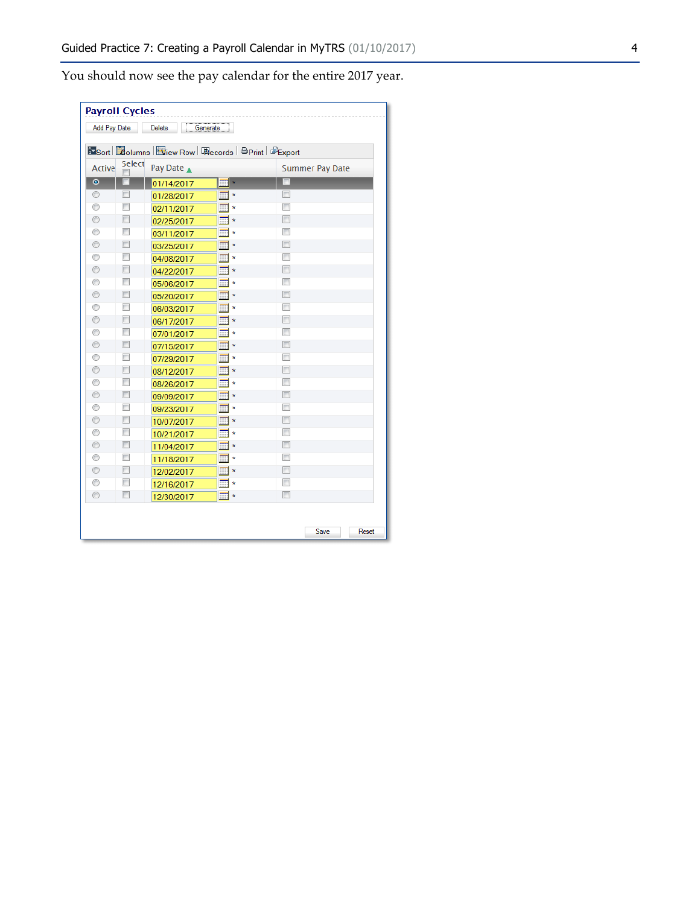You should now see the pay calendar for the entire 2017 year.

**Payroll Cycles**

Add Pay Date | Delete | Generate

Sort | Columns | View Row | Records | Print | Export

| Active | Select | Pay Date | Summer Pay Date |
|---|---|---|---|
| ◉ | ☐ | 01/14/2017 * | ☐ |
| ○ | ☐ | 01/28/2017 * | ☐ |
| ○ | ☐ | 02/11/2017 * | ☐ |
| ○ | ☐ | 02/25/2017 * | ☐ |
| ○ | ☐ | 03/11/2017 * | ☐ |
| ○ | ☐ | 03/25/2017 * | ☐ |
| ○ | ☐ | 04/08/2017 * | ☐ |
| ○ | ☐ | 04/22/2017 * | ☐ |
| ○ | ☐ | 05/06/2017 * | ☐ |
| ○ | ☐ | 05/20/2017 * | ☐ |
| ○ | ☐ | 06/03/2017 * | ☐ |
| ○ | ☐ | 06/17/2017 * | ☐ |
| ○ | ☐ | 07/01/2017 * | ☐ |
| ○ | ☐ | 07/15/2017 * | ☐ |
| ○ | ☐ | 07/29/2017 * | ☐ |
| ○ | ☐ | 08/12/2017 * | ☐ |
| ○ | ☐ | 08/26/2017 * | ☐ |
| ○ | ☐ | 09/09/2017 * | ☐ |
| ○ | ☐ | 09/23/2017 * | ☐ |
| ○ | ☐ | 10/07/2017 * | ☐ |
| ○ | ☐ | 10/21/2017 * | ☐ |
| ○ | ☐ | 11/04/2017 * | ☐ |
| ○ | ☐ | 11/18/2017 * | ☐ |
| ○ | ☐ | 12/02/2017 * | ☐ |
| ○ | ☐ | 12/16/2017 * | ☐ |
| ○ | ☐ | 12/30/2017 * | ☐ |

Save | Reset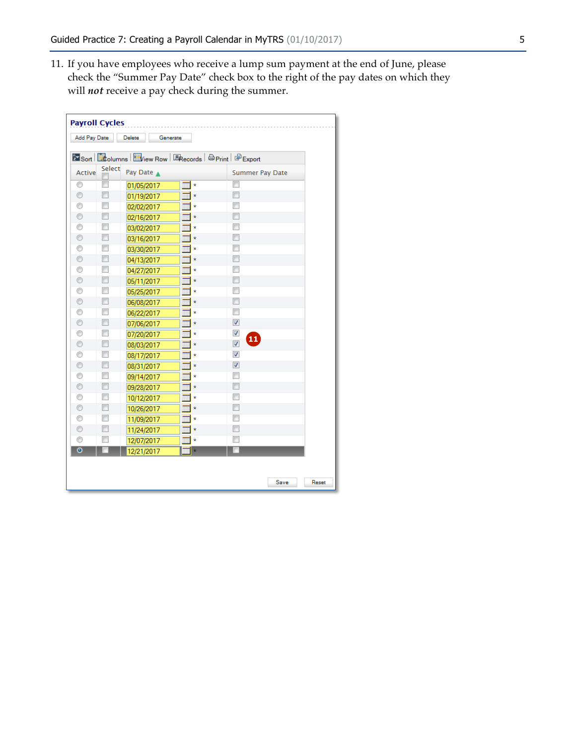11. If you have employees who receive a lump sum payment at the end of June, please check the "Summer Pay Date" check box to the right of the pay dates on which they will ***not*** receive a pay check during the summer.

**Payroll Cycles**

Add Pay Date | Delete | Generate

Sort | Columns | View Row | Records | Print | Export

| Active | Select | Pay Date ▲ | Summer Pay Date |
|---|---|---|---|
| ○ | ☐ | 01/05/2017 * | ☐ |
| ○ | ☐ | 01/19/2017 * | ☐ |
| ○ | ☐ | 02/02/2017 * | ☐ |
| ○ | ☐ | 02/16/2017 * | ☐ |
| ○ | ☐ | 03/02/2017 * | ☐ |
| ○ | ☐ | 03/16/2017 * | ☐ |
| ○ | ☐ | 03/30/2017 * | ☐ |
| ○ | ☐ | 04/13/2017 * | ☐ |
| ○ | ☐ | 04/27/2017 * | ☐ |
| ○ | ☐ | 05/11/2017 * | ☐ |
| ○ | ☐ | 05/25/2017 * | ☐ |
| ○ | ☐ | 06/08/2017 * | ☐ |
| ○ | ☐ | 06/22/2017 * | ☐ |
| ○ | ☐ | 07/06/2017 * | ☑ |
| ○ | ☐ | 07/20/2017 * | ☑ |
| ○ | ☐ | 08/03/2017 * | ☑ |
| ○ | ☐ | 08/17/2017 * | ☑ |
| ○ | ☐ | 08/31/2017 * | ☑ |
| ○ | ☐ | 09/14/2017 * | ☐ |
| ○ | ☐ | 09/28/2017 * | ☐ |
| ○ | ☐ | 10/12/2017 * | ☐ |
| ○ | ☐ | 10/26/2017 * | ☐ |
| ○ | ☐ | 11/09/2017 * | ☐ |
| ○ | ☐ | 11/24/2017 * | ☐ |
| ○ | ☐ | 12/07/2017 * | ☐ |
| ● | ☐ | 12/21/2017 * | ☐ |

Save | Reset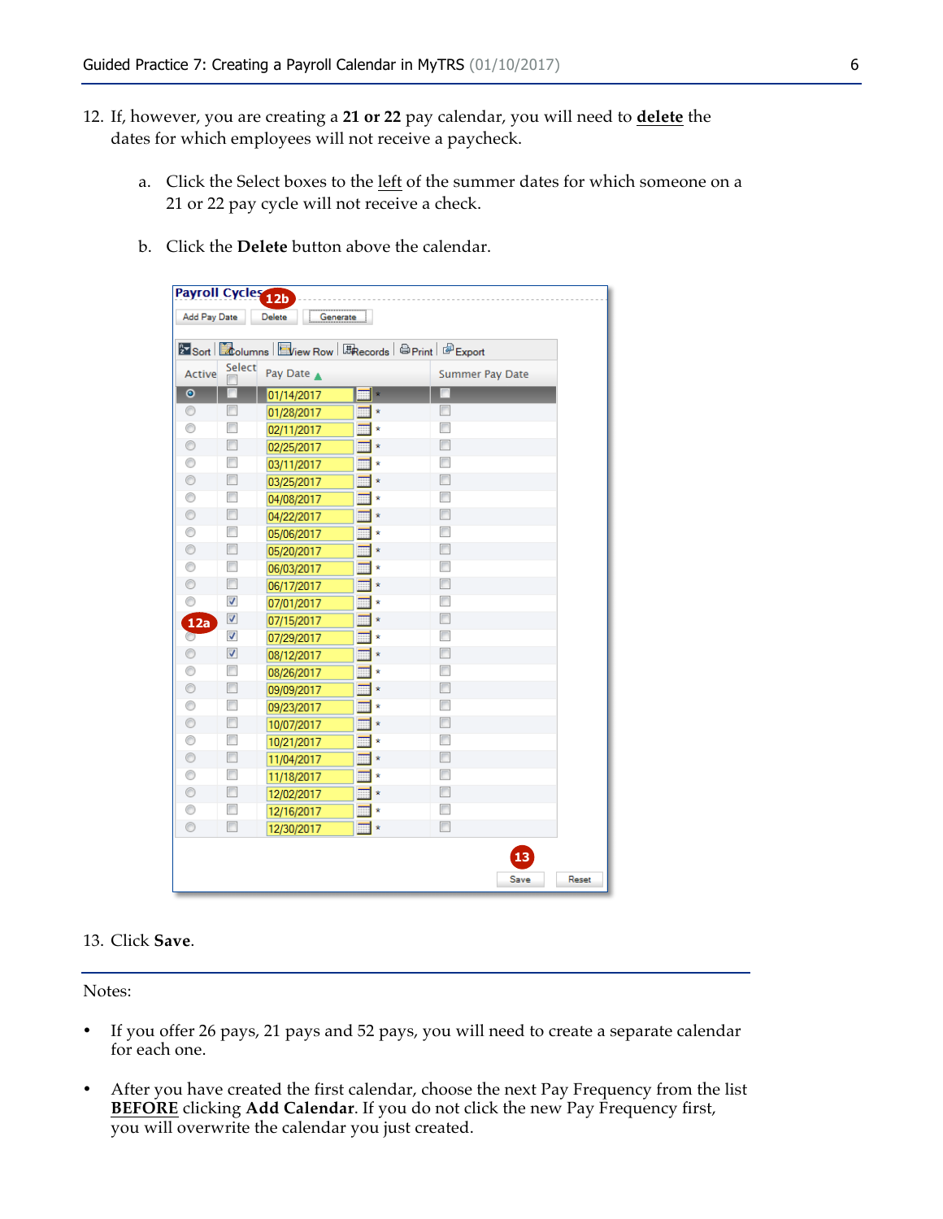12. If, however, you are creating a **21 or 22** pay calendar, you will need to **delete** the dates for which employees will not receive a paycheck.

    a. Click the Select boxes to the left of the summer dates for which someone on a 21 or 22 pay cycle will not receive a check.

    b. Click the **Delete** button above the calendar.

Payroll Cycles

12b

Add Pay Date | Delete | Generate

Sort | Columns | View Row | Records | Print | Export

| Active | Select | Pay Date | Summer Pay Date |
|---|---|---|---|
| ◉ | ☐ | 01/14/2017 | ☐ |
| ○ | ☐ | 01/28/2017 | ☐ |
| ○ | ☐ | 02/11/2017 | ☐ |
| ○ | ☐ | 02/25/2017 | ☐ |
| ○ | ☐ | 03/11/2017 | ☐ |
| ○ | ☐ | 03/25/2017 | ☐ |
| ○ | ☐ | 04/08/2017 | ☐ |
| ○ | ☐ | 04/22/2017 | ☐ |
| ○ | ☐ | 05/06/2017 | ☐ |
| ○ | ☐ | 05/20/2017 | ☐ |
| ○ | ☐ | 06/03/2017 | ☐ |
| ○ | ☐ | 06/17/2017 | ☐ |
| ○ | ☑ | 07/01/2017 | ☐ |
| ○ | ☑ | 07/15/2017 | ☐ |
| ○ | ☑ | 07/29/2017 | ☐ |
| ○ | ☑ | 08/12/2017 | ☐ |
| ○ | ☐ | 08/26/2017 | ☐ |
| ○ | ☐ | 09/09/2017 | ☐ |
| ○ | ☐ | 09/23/2017 | ☐ |
| ○ | ☐ | 10/07/2017 | ☐ |
| ○ | ☐ | 10/21/2017 | ☐ |
| ○ | ☐ | 11/04/2017 | ☐ |
| ○ | ☐ | 11/18/2017 | ☐ |
| ○ | ☐ | 12/02/2017 | ☐ |
| ○ | ☐ | 12/16/2017 | ☐ |
| ○ | ☐ | 12/30/2017 | ☐ |

12a

13

Save | Reset

13. Click **Save**.

---

Notes:

- If you offer 26 pays, 21 pays and 52 pays, you will need to create a separate calendar for each one.

- After you have created the first calendar, choose the next Pay Frequency from the list **BEFORE** clicking **Add Calendar**. If you do not click the new Pay Frequency first, you will overwrite the calendar you just created.